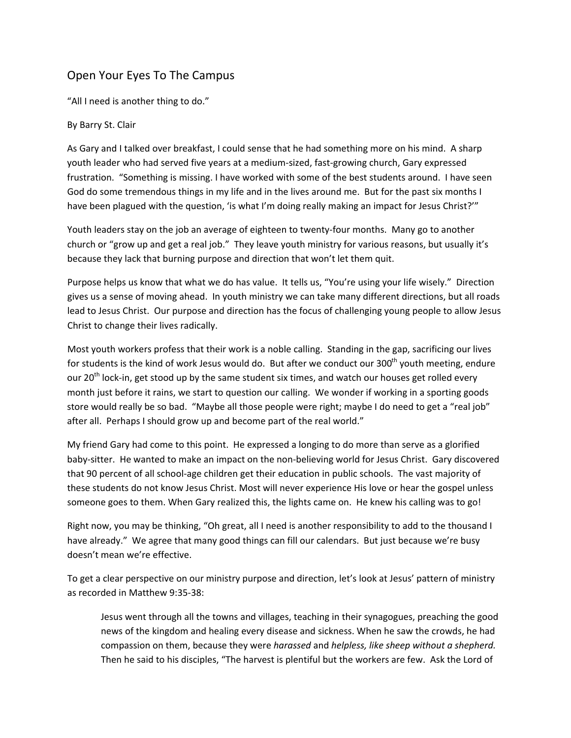# Open Your Eyes To The Campus

"All I need is another thing to do."

By Barry St. Clair

As Gary and I talked over breakfast, I could sense that he had something more on his mind. A sharp youth leader who had served five years at a medium-sized, fast-growing church, Gary expressed frustration. "Something is missing. I have worked with some of the best students around. I have seen God do some tremendous things in my life and in the lives around me. But for the past six months I have been plagued with the question, 'is what I'm doing really making an impact for Jesus Christ?'"

Youth leaders stay on the job an average of eighteen to twenty-four months. Many go to another church or "grow up and get a real job." They leave youth ministry for various reasons, but usually it's because they lack that burning purpose and direction that won't let them quit.

Purpose helps us know that what we do has value. It tells us, "You're using your life wisely." Direction gives us a sense of moving ahead. In youth ministry we can take many different directions, but all roads lead to Jesus Christ. Our purpose and direction has the focus of challenging young people to allow Jesus Christ to change their lives radically.

Most youth workers profess that their work is a noble calling. Standing in the gap, sacrificing our lives for students is the kind of work Jesus would do. But after we conduct our 300th youth meeting, endure our 20th lock-in, get stood up by the same student six times, and watch our houses get rolled every month just before it rains, we start to question our calling. We wonder if working in a sporting goods store would really be so bad. "Maybe all those people were right; maybe I do need to get a "real job" after all. Perhaps I should grow up and become part of the real world."

My friend Gary had come to this point. He expressed a longing to do more than serve as a glorified baby-sitter. He wanted to make an impact on the non-believing world for Jesus Christ. Gary discovered that 90 percent of all school-age children get their education in public schools. The vast majority of these students do not know Jesus Christ. Most will never experience His love or hear the gospel unless someone goes to them. When Gary realized this, the lights came on. He knew his calling was to go!

Right now, you may be thinking, "Oh great, all I need is another responsibility to add to the thousand I have already." We agree that many good things can fill our calendars. But just because we're busy doesn't mean we're effective.

To get a clear perspective on our ministry purpose and direction, let's look at Jesus' pattern of ministry as recorded in Matthew 9:35-38:

> Jesus went through all the towns and villages, teaching in their synagogues, preaching the good news of the kingdom and healing every disease and sickness. When he saw the crowds, he had compassion on them, because they were *harassed* and *helpless, like sheep without a shepherd.* Then he said to his disciples, "The harvest is plentiful but the workers are few. Ask the Lord of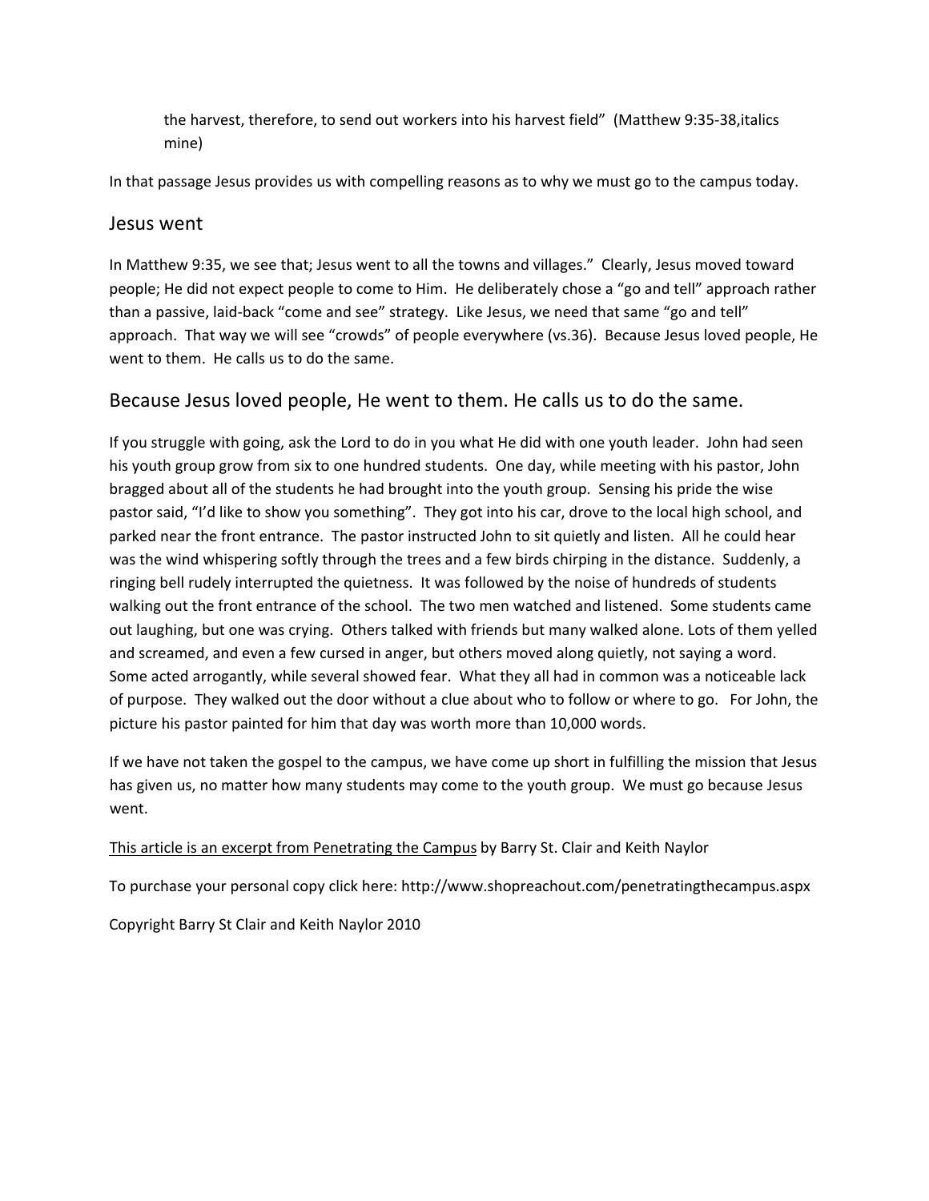> the harvest, therefore, to send out workers into his harvest field" (Matthew 9:35-38,italics mine)

In that passage Jesus provides us with compelling reasons as to why we must go to the campus today.

## Jesus went

In Matthew 9:35, we see that; Jesus went to all the towns and villages." Clearly, Jesus moved toward people; He did not expect people to come to Him. He deliberately chose a "go and tell" approach rather than a passive, laid-back "come and see" strategy. Like Jesus, we need that same "go and tell" approach. That way we will see "crowds" of people everywhere (vs.36). Because Jesus loved people, He went to them. He calls us to do the same.

## Because Jesus loved people, He went to them. He calls us to do the same.

If you struggle with going, ask the Lord to do in you what He did with one youth leader. John had seen his youth group grow from six to one hundred students. One day, while meeting with his pastor, John bragged about all of the students he had brought into the youth group. Sensing his pride the wise pastor said, "I'd like to show you something". They got into his car, drove to the local high school, and parked near the front entrance. The pastor instructed John to sit quietly and listen. All he could hear was the wind whispering softly through the trees and a few birds chirping in the distance. Suddenly, a ringing bell rudely interrupted the quietness. It was followed by the noise of hundreds of students walking out the front entrance of the school. The two men watched and listened. Some students came out laughing, but one was crying. Others talked with friends but many walked alone. Lots of them yelled and screamed, and even a few cursed in anger, but others moved along quietly, not saying a word. Some acted arrogantly, while several showed fear. What they all had in common was a noticeable lack of purpose. They walked out the door without a clue about who to follow or where to go. For John, the picture his pastor painted for him that day was worth more than 10,000 words.

If we have not taken the gospel to the campus, we have come up short in fulfilling the mission that Jesus has given us, no matter how many students may come to the youth group. We must go because Jesus went.

This article is an excerpt from Penetrating the Campus by Barry St. Clair and Keith Naylor

To purchase your personal copy click here: http://www.shopreachout.com/penetratingthecampus.aspx

Copyright Barry St Clair and Keith Naylor 2010